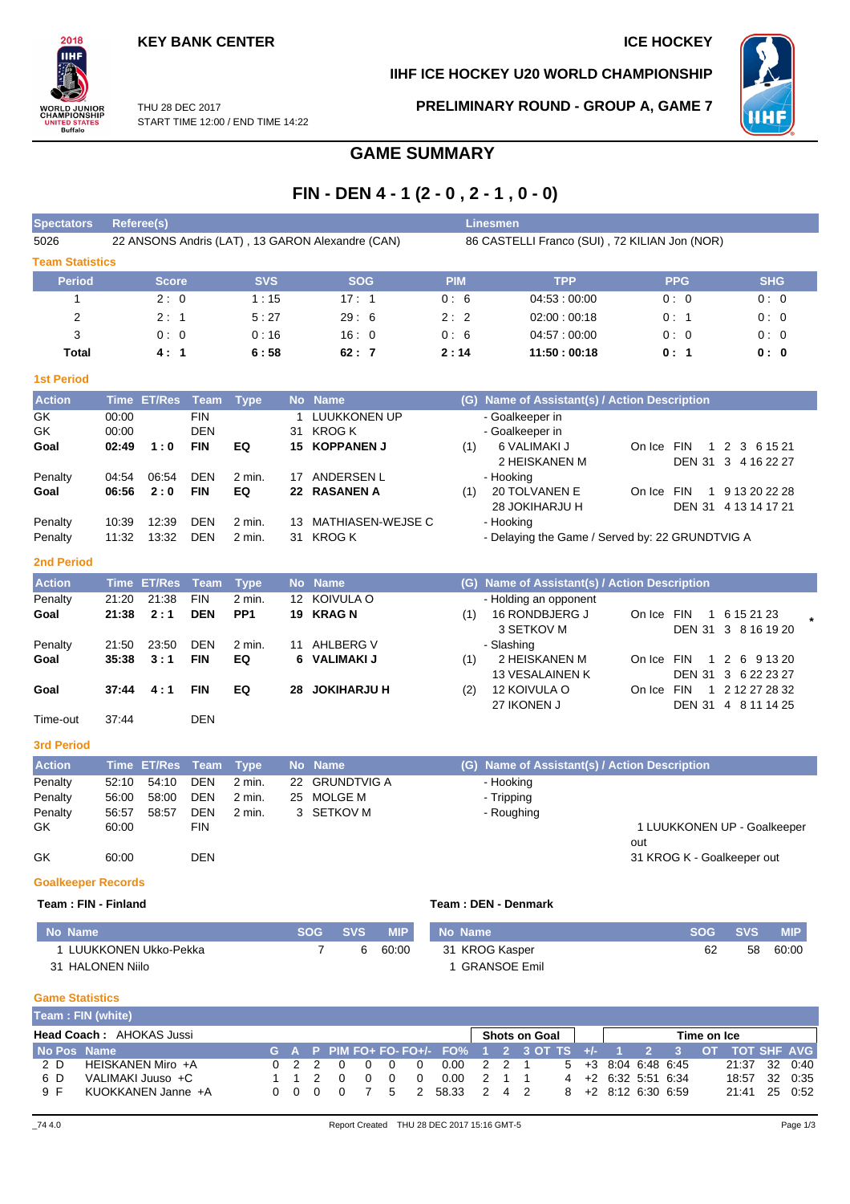KEY BANK CENTER

ICE HOCKEY

IIHF ICE HOCKEY U20 WORLD CHAMPIONSHIP

THU 28 DEC 2017
START TIME 12:00 / END TIME 14:22

PRELIMINARY ROUND - GROUP A, GAME 7

# GAME SUMMARY

## FIN - DEN 4 - 1 (2 - 0 , 2 - 1 , 0 - 0)

| Spectators | Referee(s) | Linesmen |
|---|---|---|
| 5026 | 22 ANSONS Andris (LAT) , 13 GARON Alexandre (CAN) | 86 CASTELLI Franco (SUI) , 72 KILIAN Jon (NOR) |

### Team Statistics

| Period | Score | SVS | SOG | PIM | TPP | PPG | SHG |
|---|---|---|---|---|---|---|---|
| 1 | 2 : 0 | 1 : 15 | 17 : 1 | 0 : 6 | 04:53 : 00:00 | 0 : 0 | 0 : 0 |
| 2 | 2 : 1 | 5 : 27 | 29 : 6 | 2 : 2 | 02:00 : 00:18 | 0 : 1 | 0 : 0 |
| 3 | 0 : 0 | 0 : 16 | 16 : 0 | 0 : 6 | 04:57 : 00:00 | 0 : 0 | 0 : 0 |
| **Total** | **4 : 1** | **6 : 58** | **62 : 7** | **2 : 14** | **11:50 : 00:18** | **0 : 1** | **0 : 0** |

### 1st Period

| Action | Time | ET/Res | Team | Type | No | Name | (G) | Name of Assistant(s) / Action Description | | |
|---|---|---|---|---|---|---|---|---|---|---|
| GK | 00:00 | | FIN | | 1 | LUUKKONEN UP | | - Goalkeeper in | | |
| GK | 00:00 | | DEN | | 31 | KROG K | | - Goalkeeper in | | |
| **Goal** | **02:49** | **1 : 0** | **FIN** | **EQ** | **15** | **KOPPANEN J** | (1) | 6 VALIMAKI J<br>2 HEISKANEN M | On Ice | FIN 1 2 3 6 15 21<br>DEN 31 3 4 16 22 27 |
| Penalty | 04:54 | 06:54 | DEN | 2 min. | 17 | ANDERSEN L | | - Hooking | | |
| **Goal** | **06:56** | **2 : 0** | **FIN** | **EQ** | **22** | **RASANEN A** | (1) | 20 TOLVANEN E<br>28 JOKIHARJU H | On Ice | FIN 1 9 13 20 22 28<br>DEN 31 4 13 14 17 21 |
| Penalty | 10:39 | 12:39 | DEN | 2 min. | 13 | MATHIASEN-WEJSE C | | - Hooking | | |
| Penalty | 11:32 | 13:32 | DEN | 2 min. | 31 | KROG K | | - Delaying the Game / Served by: 22 GRUNDTVIG A | | |

### 2nd Period

| Action | Time | ET/Res | Team | Type | No | Name | (G) | Name of Assistant(s) / Action Description | | |
|---|---|---|---|---|---|---|---|---|---|---|
| Penalty | 21:20 | 21:38 | FIN | 2 min. | 12 | KOIVULA O | | - Holding an opponent | | |
| **Goal** | **21:38** | **2 : 1** | **DEN** | **PP1** | **19** | **KRAG N** | (1) | 16 RONDBJERG J<br>3 SETKOV M | On Ice | FIN 1 6 15 21 23 *<br>DEN 31 3 8 16 19 20 |
| Penalty | 21:50 | 23:50 | DEN | 2 min. | 11 | AHLBERG V | | - Slashing | | |
| **Goal** | **35:38** | **3 : 1** | **FIN** | **EQ** | **6** | **VALIMAKI J** | (1) | 2 HEISKANEN M<br>13 VESALAINEN K | On Ice | FIN 1 2 6 9 13 20<br>DEN 31 3 6 22 23 27 |
| **Goal** | **37:44** | **4 : 1** | **FIN** | **EQ** | **28** | **JOKIHARJU H** | (2) | 12 KOIVULA O<br>27 IKONEN J | On Ice | FIN 1 2 12 27 28 32<br>DEN 31 4 8 11 14 25 |
| Time-out | 37:44 | | DEN | | | | | | | |

### 3rd Period

| Action | Time | ET/Res | Team | Type | No | Name | (G) | Name of Assistant(s) / Action Description |
|---|---|---|---|---|---|---|---|---|
| Penalty | 52:10 | 54:10 | DEN | 2 min. | 22 | GRUNDTVIG A | | - Hooking |
| Penalty | 56:00 | 58:00 | DEN | 2 min. | 25 | MOLGE M | | - Tripping |
| Penalty | 56:57 | 58:57 | DEN | 2 min. | 3 | SETKOV M | | - Roughing |
| GK | 60:00 | | FIN | | | | | 1 LUUKKONEN UP - Goalkeeper out |
| GK | 60:00 | | DEN | | | | | 31 KROG K - Goalkeeper out |

### Goalkeeper Records

**Team : FIN - Finland**

| No | Name | SOG | SVS | MIP |
|---|---|---|---|---|
| 1 | LUUKKONEN Ukko-Pekka | 7 | 6 | 60:00 |
| 31 | HALONEN Niilo | | | |

**Team : DEN - Denmark**

| No | Name | SOG | SVS | MIP |
|---|---|---|---|---|
| 31 | KROG Kasper | 62 | 58 | 60:00 |
| 1 | GRANSOE Emil | | | |

### Game Statistics

**Team : FIN (white)**

**Head Coach :** AHOKAS Jussi

| No | Pos | Name | G | A | P | PIM | FO+ | FO- | FO+/- | FO% | SOG 1 | SOG 2 | SOG 3 | SOG OT | SOG TS | +/- | TOI 1 | TOI 2 | TOI 3 | TOI OT | TOI TOT | SHF | AVG |
|---|---|---|---|---|---|---|---|---|---|---|---|---|---|---|---|---|---|---|---|---|---|---|---|
| 2 | D | HEISKANEN Miro +A | 0 | 2 | 2 | 0 | 0 | 0 | 0 | 0.00 | 2 | 2 | 1 | | 5 | +3 | 8:04 | 6:48 | 6:45 | | 21:37 | 32 | 0:40 |
| 6 | D | VALIMAKI Juuso +C | 1 | 1 | 2 | 0 | 0 | 0 | 0 | 0.00 | 2 | 1 | 1 | | 4 | +2 | 6:32 | 5:51 | 6:34 | | 18:57 | 32 | 0:35 |
| 9 | F | KUOKKANEN Janne +A | 0 | 0 | 0 | 0 | 7 | 5 | 2 | 58.33 | 2 | 4 | 2 | | 8 | +2 | 8:12 | 6:30 | 6:59 | | 21:41 | 25 | 0:52 |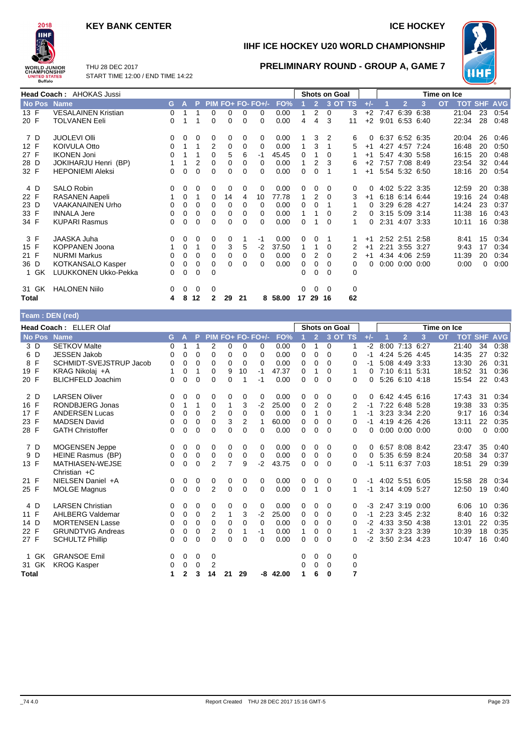# KEY BANK CENTER

# ICE HOCKEY

## IIHF ICE HOCKEY U20 WORLD CHAMPIONSHIP

THU 28 DEC 2017
START TIME 12:00 / END TIME 14:22

## PRELIMINARY ROUND - GROUP A, GAME 7

**Head Coach :** AHOKAS Jussi

| No | Pos | Name | G | A | P | PIM | FO+ | FO- | FO+/- | FO% | Shots 1 | Shots 2 | Shots 3 | Shots OT | Shots TS | +/- | TOI 1 | TOI 2 | TOI 3 | TOI OT | TOT | SHF | AVG |
|---|---|---|---|---|---|---|---|---|---|---|---|---|---|---|---|---|---|---|---|---|---|---|---|
| 13 | F | VESALAINEN Kristian | 0 | 1 | 1 | 0 | 0 | 0 | 0 | 0.00 | 1 | 2 | 0 | | 3 | +2 | 7:47 | 6:39 | 6:38 | | 21:04 | 23 | 0:54 |
| 20 | F | TOLVANEN Eeli | 0 | 1 | 1 | 0 | 0 | 0 | 0 | 0.00 | 4 | 4 | 3 | | 11 | +2 | 9:01 | 6:53 | 6:40 | | 22:34 | 28 | 0:48 |
| 7 | D | JUOLEVI Olli | 0 | 0 | 0 | 0 | 0 | 0 | 0 | 0.00 | 1 | 3 | 2 | | 6 | 0 | 6:37 | 6:52 | 6:35 | | 20:04 | 26 | 0:46 |
| 12 | F | KOIVULA Otto | 0 | 1 | 1 | 2 | 0 | 0 | 0 | 0.00 | 1 | 3 | 1 | | 5 | +1 | 4:27 | 4:57 | 7:24 | | 16:48 | 20 | 0:50 |
| 27 | F | IKONEN Joni | 0 | 1 | 1 | 0 | 5 | 6 | -1 | 45.45 | 0 | 1 | 0 | | 1 | +1 | 5:47 | 4:30 | 5:58 | | 16:15 | 20 | 0:48 |
| 28 | D | JOKIHARJU Henri (BP) | 1 | 1 | 2 | 0 | 0 | 0 | 0 | 0.00 | 1 | 2 | 3 | | 6 | +2 | 7:57 | 7:08 | 8:49 | | 23:54 | 32 | 0:44 |
| 32 | F | HEPONIEMI Aleksi | 0 | 0 | 0 | 0 | 0 | 0 | 0 | 0.00 | 0 | 0 | 1 | | 1 | +1 | 5:54 | 5:32 | 6:50 | | 18:16 | 20 | 0:54 |
| 4 | D | SALO Robin | 0 | 0 | 0 | 0 | 0 | 0 | 0 | 0.00 | 0 | 0 | 0 | | 0 | 0 | 4:02 | 5:22 | 3:35 | | 12:59 | 20 | 0:38 |
| 22 | F | RASANEN Aapeli | 1 | 0 | 1 | 0 | 14 | 4 | 10 | 77.78 | 1 | 2 | 0 | | 3 | +1 | 6:18 | 6:14 | 6:44 | | 19:16 | 24 | 0:48 |
| 23 | D | VAAKANAINEN Urho | 0 | 0 | 0 | 0 | 0 | 0 | 0 | 0.00 | 0 | 0 | 1 | | 1 | 0 | 3:29 | 6:28 | 4:27 | | 14:24 | 23 | 0:37 |
| 33 | F | INNALA Jere | 0 | 0 | 0 | 0 | 0 | 0 | 0 | 0.00 | 1 | 1 | 0 | | 2 | 0 | 3:15 | 5:09 | 3:14 | | 11:38 | 16 | 0:43 |
| 34 | F | KUPARI Rasmus | 0 | 0 | 0 | 0 | 0 | 0 | 0 | 0.00 | 0 | 1 | 0 | | 1 | 0 | 2:31 | 4:07 | 3:33 | | 10:11 | 16 | 0:38 |
| 3 | F | JAASKA Juha | 0 | 0 | 0 | 0 | 0 | 1 | -1 | 0.00 | 0 | 0 | 1 | | 1 | +1 | 2:52 | 2:51 | 2:58 | | 8:41 | 15 | 0:34 |
| 15 | F | KOPPANEN Joona | 1 | 0 | 1 | 0 | 3 | 5 | -2 | 37.50 | 1 | 1 | 0 | | 2 | +1 | 2:21 | 3:55 | 3:27 | | 9:43 | 17 | 0:34 |
| 21 | F | NURMI Markus | 0 | 0 | 0 | 0 | 0 | 0 | 0 | 0.00 | 0 | 2 | 0 | | 2 | +1 | 4:34 | 4:06 | 2:59 | | 11:39 | 20 | 0:34 |
| 36 | D | KOTKANSALO Kasper | 0 | 0 | 0 | 0 | 0 | 0 | 0 | 0.00 | 0 | 0 | 0 | | 0 | 0 | 0:00 | 0:00 | 0:00 | | 0:00 | 0 | 0:00 |
| 1 | GK | LUUKKONEN Ukko-Pekka | 0 | 0 | 0 | 0 | | | | | 0 | 0 | 0 | | 0 | | | | | | | | |
| 31 | GK | HALONEN Niilo | 0 | 0 | 0 | 0 | | | | | 0 | 0 | 0 | | 0 | | | | | | | | |
| **Total** | | | **4** | **8** | **12** | **2** | **29** | **21** | **8** | **58.00** | **17** | **29** | **16** | | **62** | | | | | | | | |

## Team : DEN (red)

**Head Coach :** ELLER Olaf

| No | Pos | Name | G | A | P | PIM | FO+ | FO- | FO+/- | FO% | Shots 1 | Shots 2 | Shots 3 | Shots OT | Shots TS | +/- | TOI 1 | TOI 2 | TOI 3 | TOI OT | TOT | SHF | AVG |
|---|---|---|---|---|---|---|---|---|---|---|---|---|---|---|---|---|---|---|---|---|---|---|---|
| 3 | D | SETKOV Malte | 0 | 1 | 1 | 2 | 0 | 0 | 0 | 0.00 | 0 | 1 | 0 | | 1 | -2 | 8:00 | 7:13 | 6:27 | | 21:40 | 34 | 0:38 |
| 6 | D | JESSEN Jakob | 0 | 0 | 0 | 0 | 0 | 0 | 0 | 0.00 | 0 | 0 | 0 | | 0 | -1 | 4:24 | 5:26 | 4:45 | | 14:35 | 27 | 0:32 |
| 8 | F | SCHMIDT-SVEJSTRUP Jacob | 0 | 0 | 0 | 0 | 0 | 0 | 0 | 0.00 | 0 | 0 | 0 | | 0 | -1 | 5:08 | 4:49 | 3:33 | | 13:30 | 26 | 0:31 |
| 19 | F | KRAG Nikolaj +A | 1 | 0 | 1 | 0 | 9 | 10 | -1 | 47.37 | 0 | 1 | 0 | | 1 | 0 | 7:10 | 6:11 | 5:31 | | 18:52 | 31 | 0:36 |
| 20 | F | BLICHFELD Joachim | 0 | 0 | 0 | 0 | 0 | 1 | -1 | 0.00 | 0 | 0 | 0 | | 0 | 0 | 5:26 | 6:10 | 4:18 | | 15:54 | 22 | 0:43 |
| 2 | D | LARSEN Oliver | 0 | 0 | 0 | 0 | 0 | 0 | 0 | 0.00 | 0 | 0 | 0 | | 0 | 0 | 6:42 | 4:45 | 6:16 | | 17:43 | 31 | 0:34 |
| 16 | F | RONDBJERG Jonas | 0 | 1 | 1 | 0 | 1 | 3 | -2 | 25.00 | 0 | 2 | 0 | | 2 | -1 | 7:22 | 6:48 | 5:28 | | 19:38 | 33 | 0:35 |
| 17 | F | ANDERSEN Lucas | 0 | 0 | 0 | 2 | 0 | 0 | 0 | 0.00 | 0 | 1 | 0 | | 1 | -1 | 3:23 | 3:34 | 2:20 | | 9:17 | 16 | 0:34 |
| 23 | F | MADSEN David | 0 | 0 | 0 | 0 | 3 | 2 | 1 | 60.00 | 0 | 0 | 0 | | 0 | -1 | 4:19 | 4:26 | 4:26 | | 13:11 | 22 | 0:35 |
| 28 | F | GATH Christoffer | 0 | 0 | 0 | 0 | 0 | 0 | 0 | 0.00 | 0 | 0 | 0 | | 0 | 0 | 0:00 | 0:00 | 0:00 | | 0:00 | 0 | 0:00 |
| 7 | D | MOGENSEN Jeppe | 0 | 0 | 0 | 0 | 0 | 0 | 0 | 0.00 | 0 | 0 | 0 | | 0 | 0 | 6:57 | 8:08 | 8:42 | | 23:47 | 35 | 0:40 |
| 9 | D | HEINE Rasmus (BP) | 0 | 0 | 0 | 0 | 0 | 0 | 0 | 0.00 | 0 | 0 | 0 | | 0 | 0 | 5:35 | 6:59 | 8:24 | | 20:58 | 34 | 0:37 |
| 13 | F | MATHIASEN-WEJSE Christian +C | 0 | 0 | 0 | 2 | 7 | 9 | -2 | 43.75 | 0 | 0 | 0 | | 0 | -1 | 5:11 | 6:37 | 7:03 | | 18:51 | 29 | 0:39 |
| 21 | F | NIELSEN Daniel +A | 0 | 0 | 0 | 0 | 0 | 0 | 0 | 0.00 | 0 | 0 | 0 | | 0 | -1 | 4:02 | 5:51 | 6:05 | | 15:58 | 28 | 0:34 |
| 25 | F | MOLGE Magnus | 0 | 0 | 0 | 2 | 0 | 0 | 0 | 0.00 | 0 | 1 | 0 | | 1 | -1 | 3:14 | 4:09 | 5:27 | | 12:50 | 19 | 0:40 |
| 4 | D | LARSEN Christian | 0 | 0 | 0 | 0 | 0 | 0 | 0 | 0.00 | 0 | 0 | 0 | | 0 | -3 | 2:47 | 3:19 | 0:00 | | 6:06 | 10 | 0:36 |
| 11 | F | AHLBERG Valdemar | 0 | 0 | 0 | 2 | 1 | 3 | -2 | 25.00 | 0 | 0 | 0 | | 0 | -1 | 2:23 | 3:45 | 2:32 | | 8:40 | 16 | 0:32 |
| 14 | D | MORTENSEN Lasse | 0 | 0 | 0 | 0 | 0 | 0 | 0 | 0.00 | 0 | 0 | 0 | | 0 | -2 | 4:33 | 3:50 | 4:38 | | 13:01 | 22 | 0:35 |
| 22 | F | GRUNDTVIG Andreas | 0 | 0 | 0 | 2 | 0 | 1 | -1 | 0.00 | 1 | 0 | 0 | | 1 | -2 | 3:37 | 3:23 | 3:39 | | 10:39 | 18 | 0:35 |
| 27 | F | SCHULTZ Phillip | 0 | 0 | 0 | 0 | 0 | 0 | 0 | 0.00 | 0 | 0 | 0 | | 0 | -2 | 3:50 | 2:34 | 4:23 | | 10:47 | 16 | 0:40 |
| 1 | GK | GRANSOE Emil | 0 | 0 | 0 | 0 | | | | | 0 | 0 | 0 | | 0 | | | | | | | | |
| 31 | GK | KROG Kasper | 0 | 0 | 0 | 2 | | | | | 0 | 0 | 0 | | 0 | | | | | | | | |
| **Total** | | | **1** | **2** | **3** | **14** | **21** | **29** | **-8** | **42.00** | **1** | **6** | **0** | | **7** | | | | | | | | |

_74 4.0 Report Created THU 28 DEC 2017 15:16 GMT-5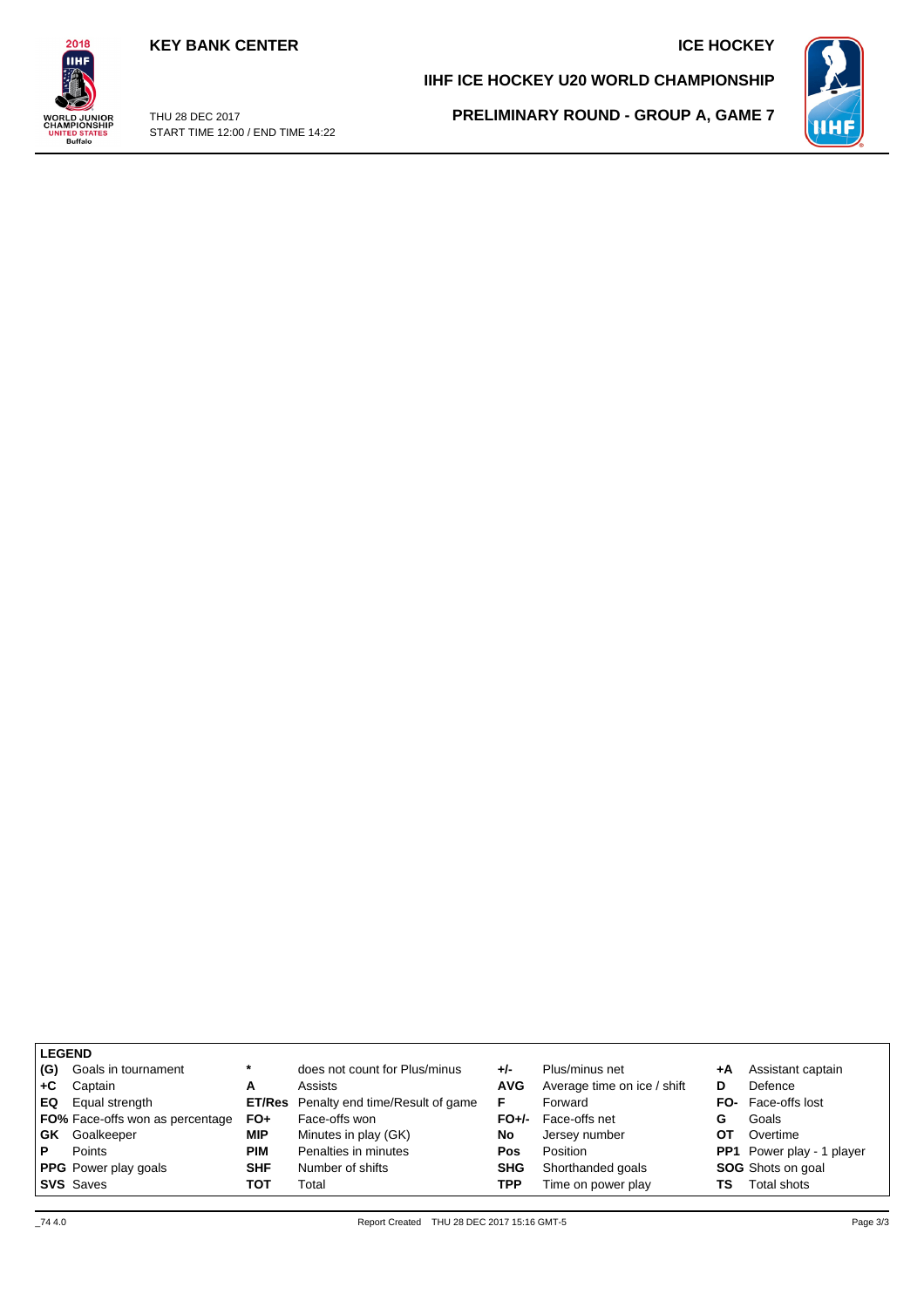KEY BANK CENTER

ICE HOCKEY

IIHF ICE HOCKEY U20 WORLD CHAMPIONSHIP

THU 28 DEC 2017
START TIME 12:00 / END TIME 14:22

PRELIMINARY ROUND - GROUP A, GAME 7

**LEGEND**

| | | | | | | | |
|---|---|---|---|---|---|---|---|
| **(G)** | Goals in tournament | **\*** | does not count for Plus/minus | **+/-** | Plus/minus net | **+A** | Assistant captain |
| **+C** | Captain | **A** | Assists | **AVG** | Average time on ice / shift | **D** | Defence |
| **EQ** | Equal strength | **ET/Res** | Penalty end time/Result of game | **F** | Forward | **FO-** | Face-offs lost |
| **FO%** | Face-offs won as percentage | **FO+** | Face-offs won | **FO+/-** | Face-offs net | **G** | Goals |
| **GK** | Goalkeeper | **MIP** | Minutes in play (GK) | **No** | Jersey number | **OT** | Overtime |
| **P** | Points | **PIM** | Penalties in minutes | **Pos** | Position | **PP1** | Power play - 1 player |
| **PPG** | Power play goals | **SHF** | Number of shifts | **SHG** | Shorthanded goals | **SOG** | Shots on goal |
| **SVS** | Saves | **TOT** | Total | **TPP** | Time on power play | **TS** | Total shots |

_74 4.0 Report Created THU 28 DEC 2017 15:16 GMT-5